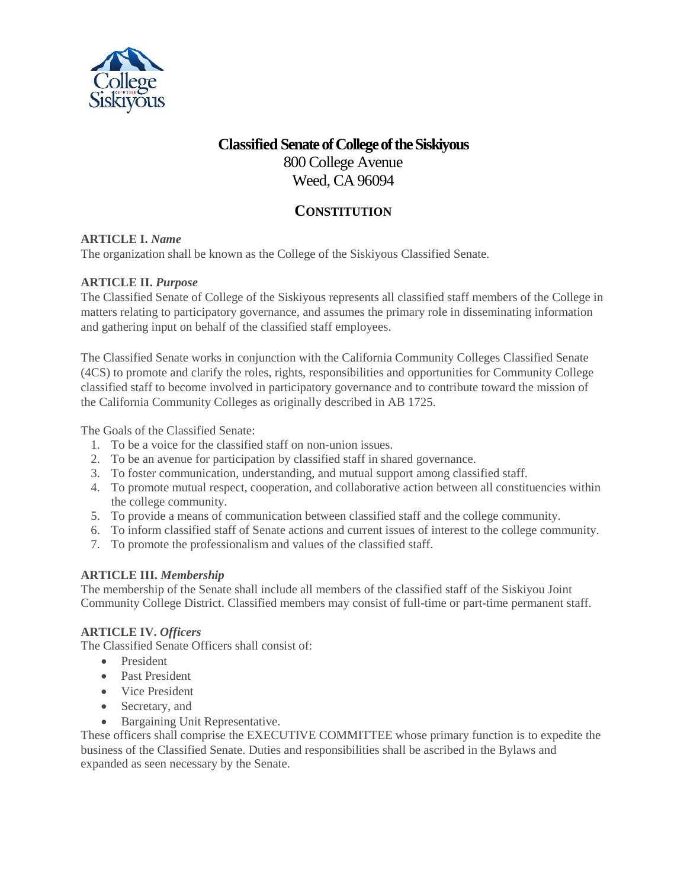# Classified Senate of College of the Siskiyous

800 College Avenue
Weed, CA 96094

## CONSTITUTION

**ARTICLE I.** ***Name***

The organization shall be known as the College of the Siskiyous Classified Senate.

**ARTICLE II.** ***Purpose***

The Classified Senate of College of the Siskiyous represents all classified staff members of the College in matters relating to participatory governance, and assumes the primary role in disseminating information and gathering input on behalf of the classified staff employees.

The Classified Senate works in conjunction with the California Community Colleges Classified Senate (4CS) to promote and clarify the roles, rights, responsibilities and opportunities for Community College classified staff to become involved in participatory governance and to contribute toward the mission of the California Community Colleges as originally described in AB 1725.

The Goals of the Classified Senate:

1. To be a voice for the classified staff on non-union issues.
2. To be an avenue for participation by classified staff in shared governance.
3. To foster communication, understanding, and mutual support among classified staff.
4. To promote mutual respect, cooperation, and collaborative action between all constituencies within the college community.
5. To provide a means of communication between classified staff and the college community.
6. To inform classified staff of Senate actions and current issues of interest to the college community.
7. To promote the professionalism and values of the classified staff.

**ARTICLE III.** ***Membership***

The membership of the Senate shall include all members of the classified staff of the Siskiyou Joint Community College District. Classified members may consist of full-time or part-time permanent staff.

**ARTICLE IV.** ***Officers***

The Classified Senate Officers shall consist of:

- President
- Past President
- Vice President
- Secretary, and
- Bargaining Unit Representative.

These officers shall comprise the EXECUTIVE COMMITTEE whose primary function is to expedite the business of the Classified Senate. Duties and responsibilities shall be ascribed in the Bylaws and expanded as seen necessary by the Senate.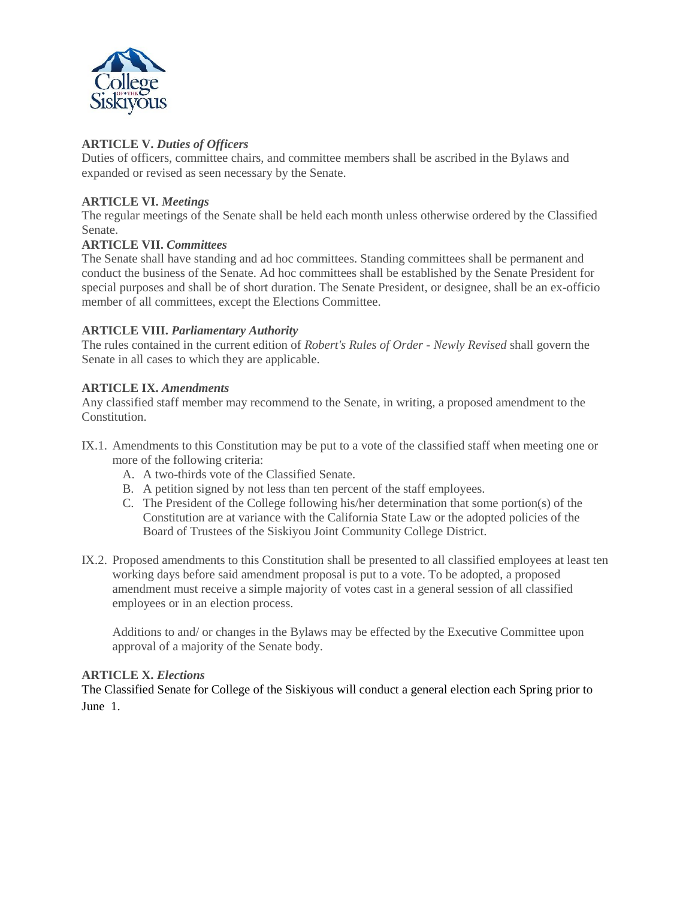**ARTICLE V.** ***Duties of Officers***

Duties of officers, committee chairs, and committee members shall be ascribed in the Bylaws and expanded or revised as seen necessary by the Senate.

**ARTICLE VI.** ***Meetings***

The regular meetings of the Senate shall be held each month unless otherwise ordered by the Classified Senate.

**ARTICLE VII.** ***Committees***

The Senate shall have standing and ad hoc committees. Standing committees shall be permanent and conduct the business of the Senate. Ad hoc committees shall be established by the Senate President for special purposes and shall be of short duration. The Senate President, or designee, shall be an ex-officio member of all committees, except the Elections Committee.

**ARTICLE VIII.** ***Parliamentary Authority***

The rules contained in the current edition of *Robert's Rules of Order - Newly Revised* shall govern the Senate in all cases to which they are applicable.

**ARTICLE IX.** ***Amendments***

Any classified staff member may recommend to the Senate, in writing, a proposed amendment to the Constitution.

IX.1. Amendments to this Constitution may be put to a vote of the classified staff when meeting one or more of the following criteria:

  A. A two-thirds vote of the Classified Senate.
  B. A petition signed by not less than ten percent of the staff employees.
  C. The President of the College following his/her determination that some portion(s) of the Constitution are at variance with the California State Law or the adopted policies of the Board of Trustees of the Siskiyou Joint Community College District.

IX.2. Proposed amendments to this Constitution shall be presented to all classified employees at least ten working days before said amendment proposal is put to a vote. To be adopted, a proposed amendment must receive a simple majority of votes cast in a general session of all classified employees or in an election process.

Additions to and/ or changes in the Bylaws may be effected by the Executive Committee upon approval of a majority of the Senate body.

**ARTICLE X.** ***Elections***

The Classified Senate for College of the Siskiyous will conduct a general election each Spring prior to June 1.